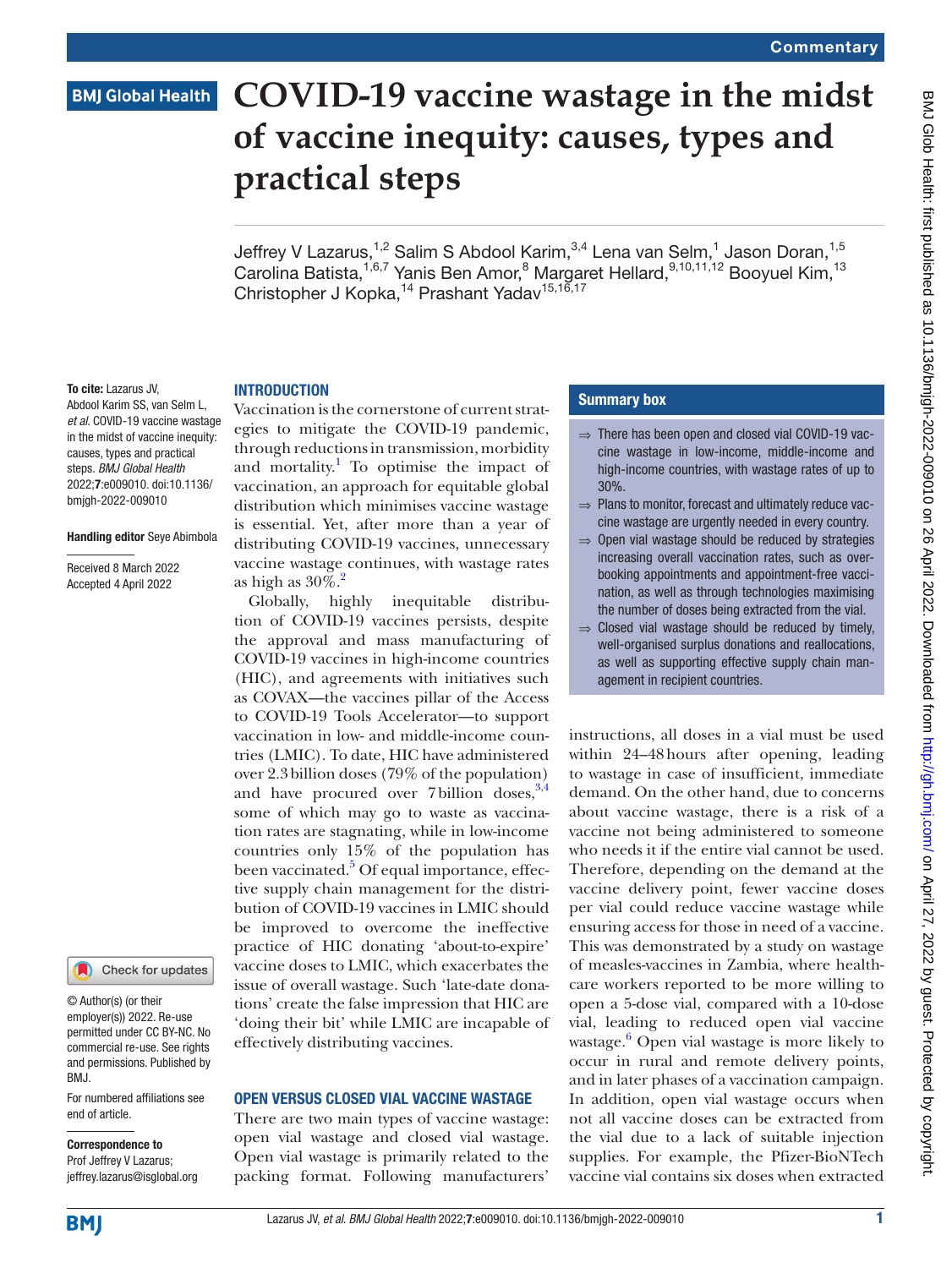Commentary

BMJ Global Health

# COVID-19 vaccine wastage in the midst of vaccine inequity: causes, types and practical steps

Jeffrey V Lazarus,[1,2] Salim S Abdool Karim,[3,4] Lena van Selm,[1] Jason Doran,[1,5] Carolina Batista,[1,6,7] Yanis Ben Amor,[8] Margaret Hellard,[9,10,11,12] Booyuel Kim,[13] Christopher J Kopka,[14] Prashant Yadav[15,16,17]

**To cite:** Lazarus JV, Abdool Karim SS, van Selm L, *et al*. COVID-19 vaccine wastage in the midst of vaccine inequity: causes, types and practical steps. *BMJ Global Health* 2022;**7**:e009010. doi:10.1136/bmjgh-2022-009010

**Handling editor** Seye Abimbola

Received 8 March 2022
Accepted 4 April 2022

© Author(s) (or their employer(s)) 2022. Re-use permitted under CC BY-NC. No commercial re-use. See rights and permissions. Published by BMJ.

For numbered affiliations see end of article.

**Correspondence to**
Prof Jeffrey V Lazarus;
jeffrey.lazarus@isglobal.org

## Summary box

- There has been open and closed vial COVID-19 vaccine wastage in low-income, middle-income and high-income countries, with wastage rates of up to 30%.
- Plans to monitor, forecast and ultimately reduce vaccine wastage are urgently needed in every country.
- Open vial wastage should be reduced by strategies increasing overall vaccination rates, such as overbooking appointments and appointment-free vaccination, as well as through technologies maximising the number of doses being extracted from the vial.
- Closed vial wastage should be reduced by timely, well-organised surplus donations and reallocations, as well as supporting effective supply chain management in recipient countries.

## INTRODUCTION

Vaccination is the cornerstone of current strategies to mitigate the COVID-19 pandemic, through reductions in transmission, morbidity and mortality.[1] To optimise the impact of vaccination, an approach for equitable global distribution which minimises vaccine wastage is essential. Yet, after more than a year of distributing COVID-19 vaccines, unnecessary vaccine wastage continues, with wastage rates as high as 30%.[2]

Globally, highly inequitable distribution of COVID-19 vaccines persists, despite the approval and mass manufacturing of COVID-19 vaccines in high-income countries (HIC), and agreements with initiatives such as COVAX—the vaccines pillar of the Access to COVID-19 Tools Accelerator—to support vaccination in low- and middle-income countries (LMIC). To date, HIC have administered over 2.3 billion doses (79% of the population) and have procured over 7 billion doses,[3,4] some of which may go to waste as vaccination rates are stagnating, while in low-income countries only 15% of the population has been vaccinated.[5] Of equal importance, effective supply chain management for the distribution of COVID-19 vaccines in LMIC should be improved to overcome the ineffective practice of HIC donating 'about-to-expire' vaccine doses to LMIC, which exacerbates the issue of overall wastage. Such 'late-date donations' create the false impression that HIC are 'doing their bit' while LMIC are incapable of effectively distributing vaccines.

## OPEN VERSUS CLOSED VIAL VACCINE WASTAGE

There are two main types of vaccine wastage: open vial wastage and closed vial wastage. Open vial wastage is primarily related to the packing format. Following manufacturers' instructions, all doses in a vial must be used within 24–48 hours after opening, leading to wastage in case of insufficient, immediate demand. On the other hand, due to concerns about vaccine wastage, there is a risk of a vaccine not being administered to someone who needs it if the entire vial cannot be used. Therefore, depending on the demand at the vaccine delivery point, fewer vaccine doses per vial could reduce vaccine wastage while ensuring access for those in need of a vaccine. This was demonstrated by a study on wastage of measles-vaccines in Zambia, where healthcare workers reported to be more willing to open a 5-dose vial, compared with a 10-dose vial, leading to reduced open vial vaccine wastage.[6] Open vial wastage is more likely to occur in rural and remote delivery points, and in later phases of a vaccination campaign. In addition, open vial wastage occurs when not all vaccine doses can be extracted from the vial due to a lack of suitable injection supplies. For example, the Pfizer-BioNTech vaccine vial contains six doses when extracted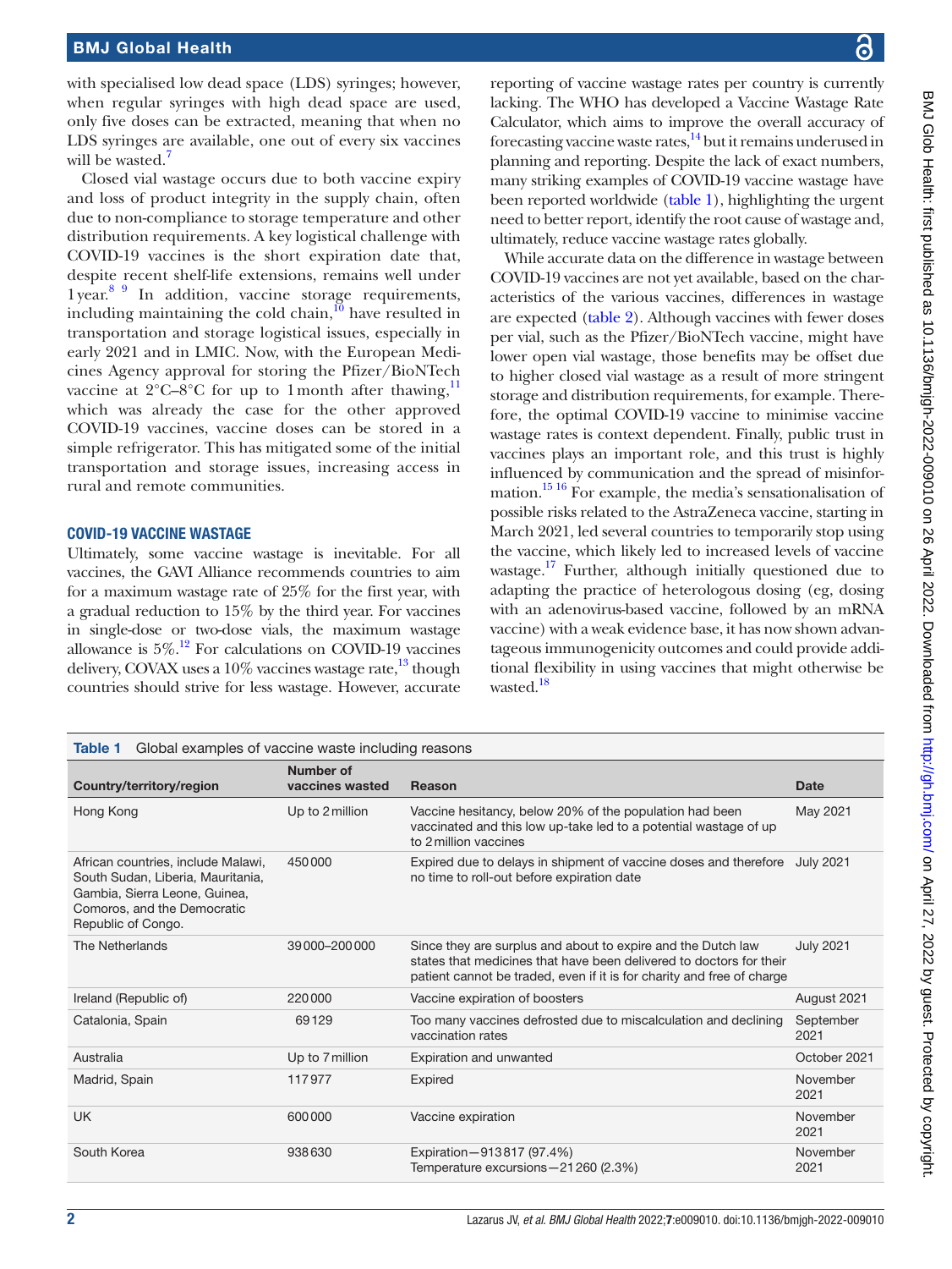with specialised low dead space (LDS) syringes; however, when regular syringes with high dead space are used, only five doses can be extracted, meaning that when no LDS syringes are available, one out of every six vaccines will be wasted.[7]

Closed vial wastage occurs due to both vaccine expiry and loss of product integrity in the supply chain, often due to non-compliance to storage temperature and other distribution requirements. A key logistical challenge with COVID-19 vaccines is the short expiration date that, despite recent shelf-life extensions, remains well under 1 year.[8 9] In addition, vaccine storage requirements, including maintaining the cold chain,[10] have resulted in transportation and storage logistical issues, especially in early 2021 and in LMIC. Now, with the European Medicines Agency approval for storing the Pfizer/BioNTech vaccine at 2°C–8°C for up to 1 month after thawing,[11] which was already the case for the other approved COVID-19 vaccines, vaccine doses can be stored in a simple refrigerator. This has mitigated some of the initial transportation and storage issues, increasing access in rural and remote communities.

## COVID-19 VACCINE WASTAGE

Ultimately, some vaccine wastage is inevitable. For all vaccines, the GAVI Alliance recommends countries to aim for a maximum wastage rate of 25% for the first year, with a gradual reduction to 15% by the third year. For vaccines in single-dose or two-dose vials, the maximum wastage allowance is 5%.[12] For calculations on COVID-19 vaccines delivery, COVAX uses a 10% vaccines wastage rate,[13] though countries should strive for less wastage. However, accurate reporting of vaccine wastage rates per country is currently lacking. The WHO has developed a Vaccine Wastage Rate Calculator, which aims to improve the overall accuracy of forecasting vaccine waste rates,[14] but it remains underused in planning and reporting. Despite the lack of exact numbers, many striking examples of COVID-19 vaccine wastage have been reported worldwide (table 1), highlighting the urgent need to better report, identify the root cause of wastage and, ultimately, reduce vaccine wastage rates globally.

While accurate data on the difference in wastage between COVID-19 vaccines are not yet available, based on the characteristics of the various vaccines, differences in wastage are expected (table 2). Although vaccines with fewer doses per vial, such as the Pfizer/BioNTech vaccine, might have lower open vial wastage, those benefits may be offset due to higher closed vial wastage as a result of more stringent storage and distribution requirements, for example. Therefore, the optimal COVID-19 vaccine to minimise vaccine wastage rates is context dependent. Finally, public trust in vaccines plays an important role, and this trust is highly influenced by communication and the spread of misinformation.[15 16] For example, the media's sensationalisation of possible risks related to the AstraZeneca vaccine, starting in March 2021, led several countries to temporarily stop using the vaccine, which likely led to increased levels of vaccine wastage.[17] Further, although initially questioned due to adapting the practice of heterologous dosing (eg, dosing with an adenovirus-based vaccine, followed by an mRNA vaccine) with a weak evidence base, it has now shown advantageous immunogenicity outcomes and could provide additional flexibility in using vaccines that might otherwise be wasted.[18]

**Table 1** Global examples of vaccine waste including reasons

| Country/territory/region | Number of vaccines wasted | Reason | Date |
|---|---|---|---|
| Hong Kong | Up to 2 million | Vaccine hesitancy, below 20% of the population had been vaccinated and this low up-take led to a potential wastage of up to 2 million vaccines | May 2021 |
| African countries, include Malawi, South Sudan, Liberia, Mauritania, Gambia, Sierra Leone, Guinea, Comoros, and the Democratic Republic of Congo. | 450 000 | Expired due to delays in shipment of vaccine doses and therefore no time to roll-out before expiration date | July 2021 |
| The Netherlands | 39 000–200 000 | Since they are surplus and about to expire and the Dutch law states that medicines that have been delivered to doctors for their patient cannot be traded, even if it is for charity and free of charge | July 2021 |
| Ireland (Republic of) | 220 000 | Vaccine expiration of boosters | August 2021 |
| Catalonia, Spain | 69 129 | Too many vaccines defrosted due to miscalculation and declining vaccination rates | September 2021 |
| Australia | Up to 7 million | Expiration and unwanted | October 2021 |
| Madrid, Spain | 117 977 | Expired | November 2021 |
| UK | 600 000 | Vaccine expiration | November 2021 |
| South Korea | 938 630 | Expiration—913 817 (97.4%)<br>Temperature excursions—21 260 (2.3%) | November 2021 |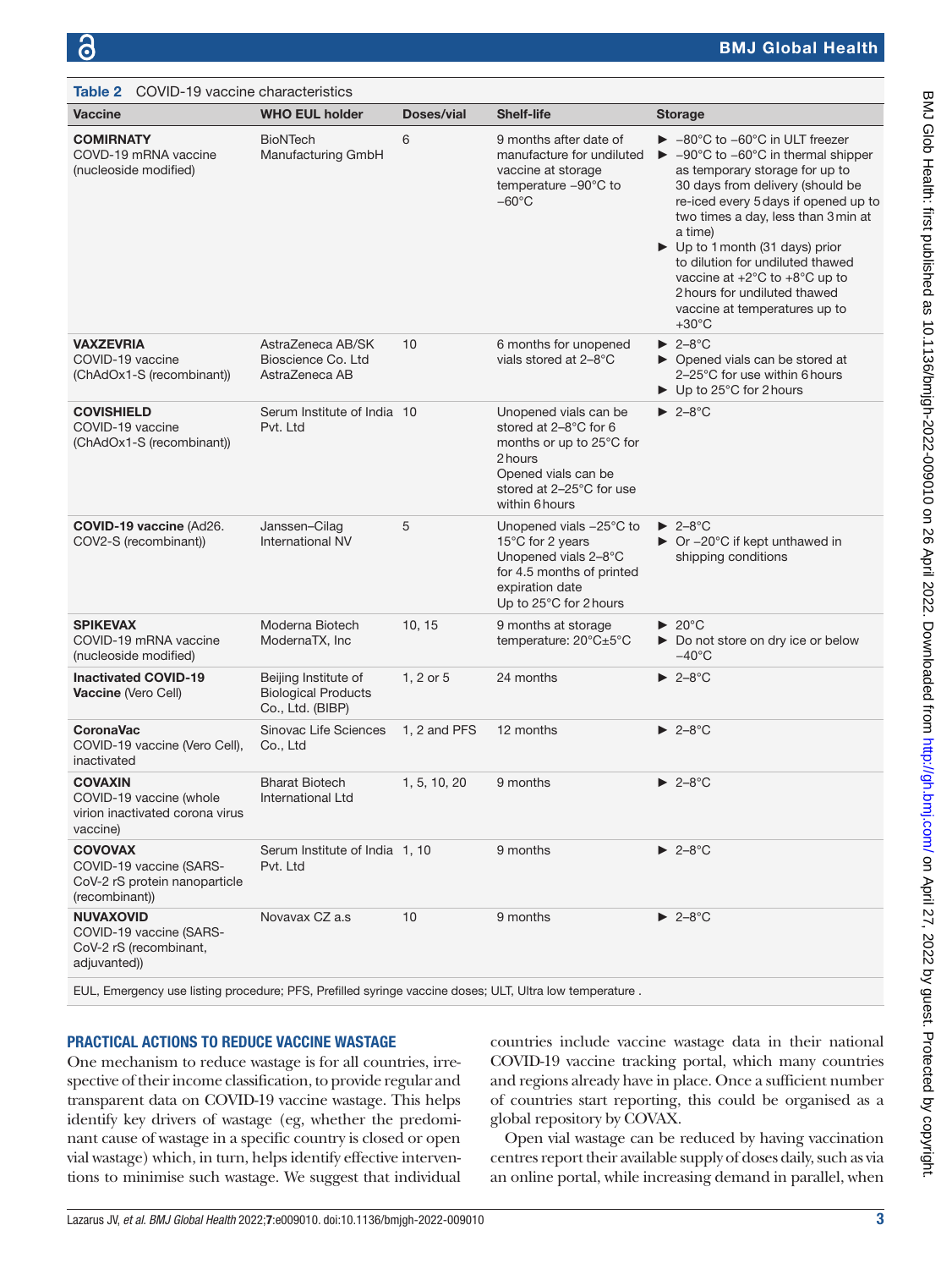**Table 2** COVID-19 vaccine characteristics

| Vaccine | WHO EUL holder | Doses/vial | Shelf-life | Storage |
|---|---|---|---|---|
| **COMIRNATY** COVID-19 mRNA vaccine (nucleoside modified) | BioNTech Manufacturing GmbH | 6 | 9 months after date of manufacture for undiluted vaccine at storage temperature −90°C to −60°C | ► −80°C to −60°C in ULT freezer ► −90°C to −60°C in thermal shipper as temporary storage for up to 30 days from delivery (should be re-iced every 5 days if opened up to two times a day, less than 3 min at a time) ► Up to 1 month (31 days) prior to dilution for undiluted thawed vaccine at +2°C to +8°C up to 2 hours for undiluted thawed vaccine at temperatures up to +30°C |
| **VAXZEVRIA** COVID-19 vaccine (ChAdOx1-S (recombinant)) | AstraZeneca AB/SK Bioscience Co. Ltd AstraZeneca AB | 10 | 6 months for unopened vials stored at 2–8°C | ► 2–8°C ► Opened vials can be stored at 2–25°C for use within 6 hours ► Up to 25°C for 2 hours |
| **COVISHIELD** COVID-19 vaccine (ChAdOx1-S (recombinant)) | Serum Institute of India Pvt. Ltd | 10 | Unopened vials can be stored at 2–8°C for 6 months or up to 25°C for 2 hours Opened vials can be stored at 2–25°C for use within 6 hours | ► 2–8°C |
| **COVID-19 vaccine** (Ad26. COV2-S (recombinant)) | Janssen–Cilag International NV | 5 | Unopened vials −25°C to 15°C for 2 years Unopened vials 2–8°C for 4.5 months of printed expiration date Up to 25°C for 2 hours | ► 2–8°C ► Or −20°C if kept unthawed in shipping conditions |
| **SPIKEVAX** COVID-19 mRNA vaccine (nucleoside modified) | Moderna Biotech ModernaTX, Inc | 10, 15 | 9 months at storage temperature: 20°C±5°C | ► 20°C ► Do not store on dry ice or below −40°C |
| **Inactivated COVID-19 Vaccine** (Vero Cell) | Beijing Institute of Biological Products Co., Ltd. (BIBP) | 1, 2 or 5 | 24 months | ► 2–8°C |
| **CoronaVac** COVID-19 vaccine (Vero Cell), inactivated | Sinovac Life Sciences Co., Ltd | 1, 2 and PFS | 12 months | ► 2–8°C |
| **COVAXIN** COVID-19 vaccine (whole virion inactivated corona virus vaccine) | Bharat Biotech International Ltd | 1, 5, 10, 20 | 9 months | ► 2–8°C |
| **COVOVAX** COVID-19 vaccine (SARS-CoV-2 rS protein nanoparticle (recombinant)) | Serum Institute of India Pvt. Ltd | 1, 10 | 9 months | ► 2–8°C |
| **NUVAXOVID** COVID-19 vaccine (SARS-CoV-2 rS (recombinant, adjuvanted)) | Novavax CZ a.s | 10 | 9 months | ► 2–8°C |

EUL, Emergency use listing procedure; PFS, Prefilled syringe vaccine doses; ULT, Ultra low temperature .

## PRACTICAL ACTIONS TO REDUCE VACCINE WASTAGE

One mechanism to reduce wastage is for all countries, irrespective of their income classification, to provide regular and transparent data on COVID-19 vaccine wastage. This helps identify key drivers of wastage (eg, whether the predominant cause of wastage in a specific country is closed or open vial wastage) which, in turn, helps identify effective interventions to minimise such wastage. We suggest that individual countries include vaccine wastage data in their national COVID-19 vaccine tracking portal, which many countries and regions already have in place. Once a sufficient number of countries start reporting, this could be organised as a global repository by COVAX.

Open vial wastage can be reduced by having vaccination centres report their available supply of doses daily, such as via an online portal, while increasing demand in parallel, when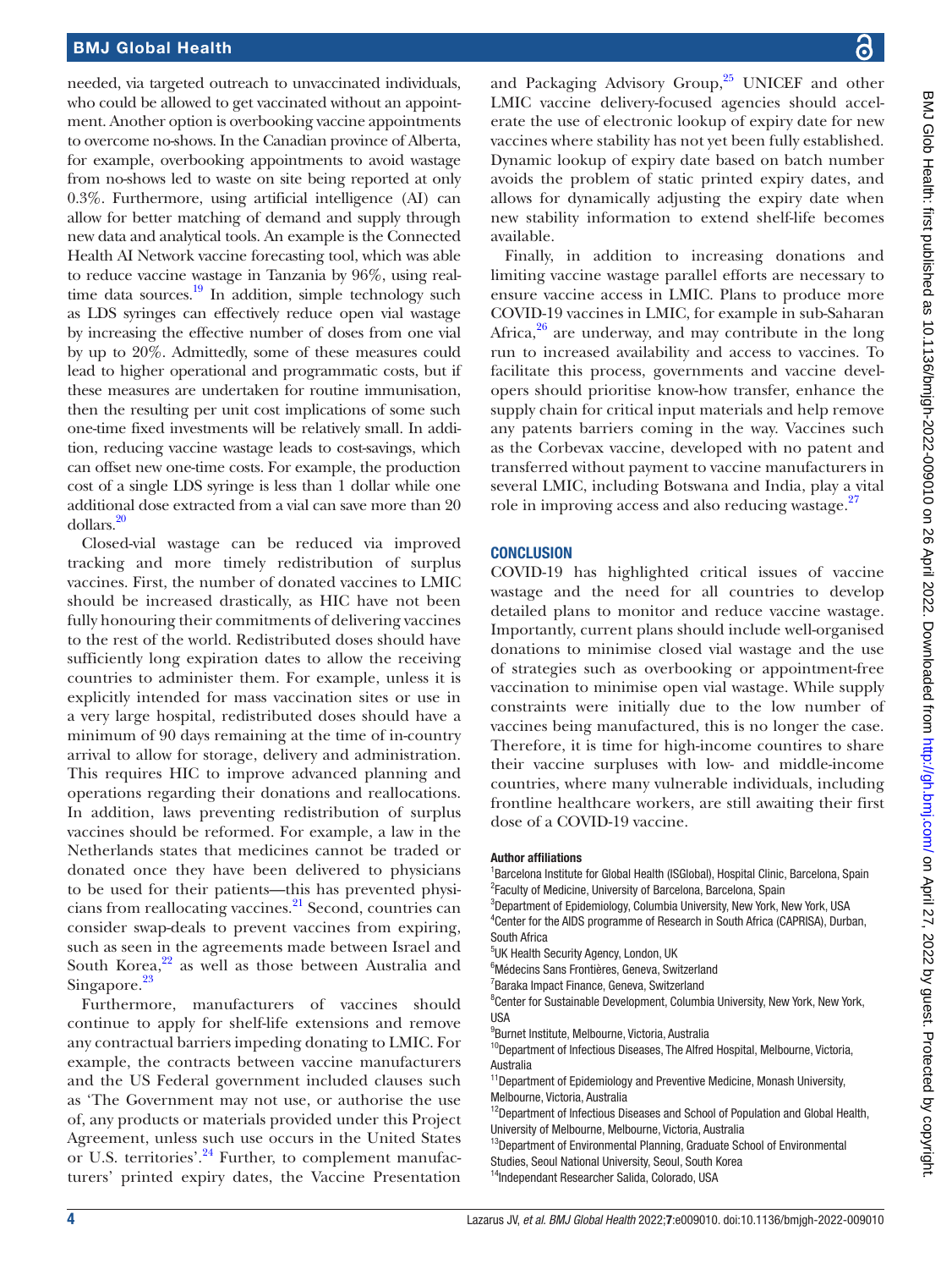needed, via targeted outreach to unvaccinated individuals, who could be allowed to get vaccinated without an appointment. Another option is overbooking vaccine appointments to overcome no-shows. In the Canadian province of Alberta, for example, overbooking appointments to avoid wastage from no-shows led to waste on site being reported at only 0.3%. Furthermore, using artificial intelligence (AI) can allow for better matching of demand and supply through new data and analytical tools. An example is the Connected Health AI Network vaccine forecasting tool, which was able to reduce vaccine wastage in Tanzania by 96%, using real-time data sources.[19] In addition, simple technology such as LDS syringes can effectively reduce open vial wastage by increasing the effective number of doses from one vial by up to 20%. Admittedly, some of these measures could lead to higher operational and programmatic costs, but if these measures are undertaken for routine immunisation, then the resulting per unit cost implications of some such one-time fixed investments will be relatively small. In addition, reducing vaccine wastage leads to cost-savings, which can offset new one-time costs. For example, the production cost of a single LDS syringe is less than 1 dollar while one additional dose extracted from a vial can save more than 20 dollars.[20]

Closed-vial wastage can be reduced via improved tracking and more timely redistribution of surplus vaccines. First, the number of donated vaccines to LMIC should be increased drastically, as HIC have not been fully honouring their commitments of delivering vaccines to the rest of the world. Redistributed doses should have sufficiently long expiration dates to allow the receiving countries to administer them. For example, unless it is explicitly intended for mass vaccination sites or use in a very large hospital, redistributed doses should have a minimum of 90 days remaining at the time of in-country arrival to allow for storage, delivery and administration. This requires HIC to improve advanced planning and operations regarding their donations and reallocations. In addition, laws preventing redistribution of surplus vaccines should be reformed. For example, a law in the Netherlands states that medicines cannot be traded or donated once they have been delivered to physicians to be used for their patients—this has prevented physicians from reallocating vaccines.[21] Second, countries can consider swap-deals to prevent vaccines from expiring, such as seen in the agreements made between Israel and South Korea,[22] as well as those between Australia and Singapore.[23]

Furthermore, manufacturers of vaccines should continue to apply for shelf-life extensions and remove any contractual barriers impeding donating to LMIC. For example, the contracts between vaccine manufacturers and the US Federal government included clauses such as 'The Government may not use, or authorise the use of, any products or materials provided under this Project Agreement, unless such use occurs in the United States or U.S. territories'.[24] Further, to complement manufacturers' printed expiry dates, the Vaccine Presentation and Packaging Advisory Group,[25] UNICEF and other LMIC vaccine delivery-focused agencies should accelerate the use of electronic lookup of expiry date for new vaccines where stability has not yet been fully established. Dynamic lookup of expiry date based on batch number avoids the problem of static printed expiry dates, and allows for dynamically adjusting the expiry date when new stability information to extend shelf-life becomes available.

Finally, in addition to increasing donations and limiting vaccine wastage parallel efforts are necessary to ensure vaccine access in LMIC. Plans to produce more COVID-19 vaccines in LMIC, for example in sub-Saharan Africa,[26] are underway, and may contribute in the long run to increased availability and access to vaccines. To facilitate this process, governments and vaccine developers should prioritise know-how transfer, enhance the supply chain for critical input materials and help remove any patents barriers coming in the way. Vaccines such as the Corbevax vaccine, developed with no patent and transferred without payment to vaccine manufacturers in several LMIC, including Botswana and India, play a vital role in improving access and also reducing wastage.[27]

## CONCLUSION

COVID-19 has highlighted critical issues of vaccine wastage and the need for all countries to develop detailed plans to monitor and reduce vaccine wastage. Importantly, current plans should include well-organised donations to minimise closed vial wastage and the use of strategies such as overbooking or appointment-free vaccination to minimise open vial wastage. While supply constraints were initially due to the low number of vaccines being manufactured, this is no longer the case. Therefore, it is time for high-income countires to share their vaccine surpluses with low- and middle-income countries, where many vulnerable individuals, including frontline healthcare workers, are still awaiting their first dose of a COVID-19 vaccine.

#### Author affiliations

[1]Barcelona Institute for Global Health (ISGlobal), Hospital Clinic, Barcelona, Spain
[2]Faculty of Medicine, University of Barcelona, Barcelona, Spain
[3]Department of Epidemiology, Columbia University, New York, New York, USA
[4]Center for the AIDS programme of Research in South Africa (CAPRISA), Durban, South Africa
[5]UK Health Security Agency, London, UK
[6]Médecins Sans Frontières, Geneva, Switzerland
[7]Baraka Impact Finance, Geneva, Switzerland
[8]Center for Sustainable Development, Columbia University, New York, New York, USA
[9]Burnet Institute, Melbourne, Victoria, Australia
[10]Department of Infectious Diseases, The Alfred Hospital, Melbourne, Victoria, Australia
[11]Department of Epidemiology and Preventive Medicine, Monash University, Melbourne, Victoria, Australia
[12]Department of Infectious Diseases and School of Population and Global Health, University of Melbourne, Melbourne, Victoria, Australia
[13]Department of Environmental Planning, Graduate School of Environmental Studies, Seoul National University, Seoul, South Korea
[14]Independant Researcher Salida, Colorado, USA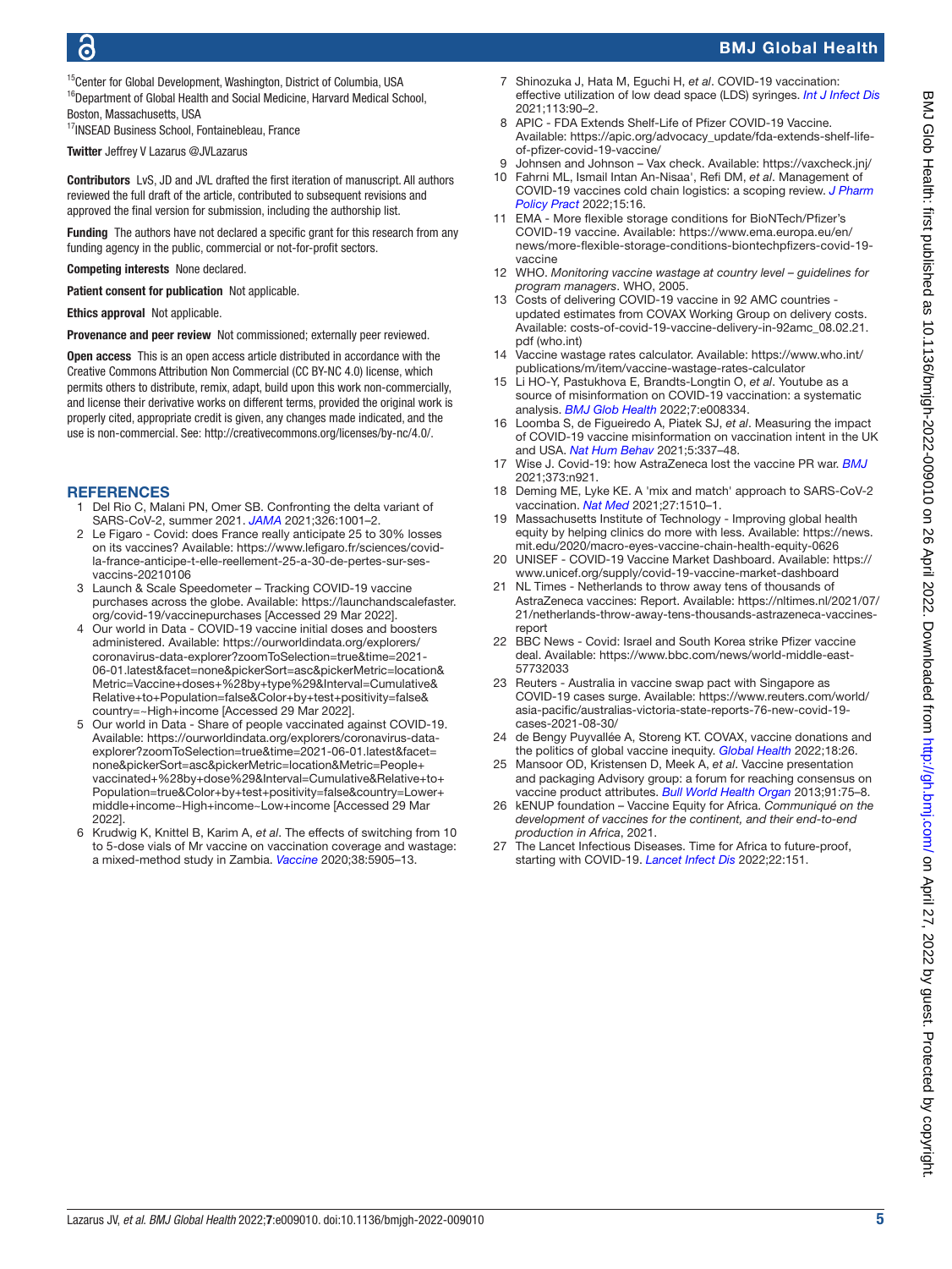[15]Center for Global Development, Washington, District of Columbia, USA
[16]Department of Global Health and Social Medicine, Harvard Medical School, Boston, Massachusetts, USA
[17]INSEAD Business School, Fontainebleau, France

**Twitter** Jeffrey V Lazarus @JVLazarus

**Contributors** LvS, JD and JVL drafted the first iteration of manuscript. All authors reviewed the full draft of the article, contributed to subsequent revisions and approved the final version for submission, including the authorship list.

**Funding** The authors have not declared a specific grant for this research from any funding agency in the public, commercial or not-for-profit sectors.

**Competing interests** None declared.

**Patient consent for publication** Not applicable.

**Ethics approval** Not applicable.

**Provenance and peer review** Not commissioned; externally peer reviewed.

**Open access** This is an open access article distributed in accordance with the Creative Commons Attribution Non Commercial (CC BY-NC 4.0) license, which permits others to distribute, remix, adapt, build upon this work non-commercially, and license their derivative works on different terms, provided the original work is properly cited, appropriate credit is given, any changes made indicated, and the use is non-commercial. See: http://creativecommons.org/licenses/by-nc/4.0/.

## REFERENCES

1. Del Rio C, Malani PN, Omer SB. Confronting the delta variant of SARS-CoV-2, summer 2021. *JAMA* 2021;326:1001–2.
2. Le Figaro - Covid: does France really anticipate 25 to 30% losses on its vaccines? Available: https://www.lefigaro.fr/sciences/covid-la-france-anticipe-t-elle-reellement-25-a-30-de-pertes-sur-ses-vaccins-20210106
3. Launch & Scale Speedometer – Tracking COVID-19 vaccine purchases across the globe. Available: https://launchandscalefaster.org/covid-19/vaccinepurchases [Accessed 29 Mar 2022].
4. Our world in Data - COVID-19 vaccine initial doses and boosters administered. Available: https://ourworldindata.org/explorers/coronavirus-data-explorer?zoomToSelection=true&time=2021-06-01.latest&facet=none&pickerSort=asc&pickerMetric=location&Metric=Vaccine+doses+%28by+type%29&Interval=Cumulative&Relative+to+Population=false&Color+by+test+positivity=false&country=~High+income [Accessed 29 Mar 2022].
5. Our world in Data - Share of people vaccinated against COVID-19. Available: https://ourworldindata.org/explorers/coronavirus-data-explorer?zoomToSelection=true&time=2021-06-01.latest&facet=none&pickerSort=asc&pickerMetric=location&Metric=People+vaccinated+%28by+dose%29&Interval=Cumulative&Relative+to+Population=true&Color+by+test+positivity=false&country=Lower+middle+income~High+income~Low+income [Accessed 29 Mar 2022].
6. Krudwig K, Knittel B, Karim A, *et al*. The effects of switching from 10 to 5-dose vials of Mr vaccine on vaccination coverage and wastage: a mixed-method study in Zambia. *Vaccine* 2020;38:5905–13.
7. Shinozuka J, Hata M, Eguchi H, *et al*. COVID-19 vaccination: effective utilization of low dead space (LDS) syringes. *Int J Infect Dis* 2021;113:90–2.
8. APIC - FDA Extends Shelf-Life of Pfizer COVID-19 Vaccine. Available: https://apic.org/advocacy_update/fda-extends-shelf-life-of-pfizer-covid-19-vaccine/
9. Johnsen and Johnson – Vax check. Available: https://vaxcheck.jnj/
10. Fahrni ML, Ismail Intan An-Nisaa', Refi DM, *et al*. Management of COVID-19 vaccines cold chain logistics: a scoping review. *J Pharm Policy Pract* 2022;15:16.
11. EMA - More flexible storage conditions for BioNTech/Pfizer's COVID-19 vaccine. Available: https://www.ema.europa.eu/en/news/more-flexible-storage-conditions-biontechpfizers-covid-19-vaccine
12. WHO. *Monitoring vaccine wastage at country level – guidelines for program managers*. WHO, 2005.
13. Costs of delivering COVID-19 vaccine in 92 AMC countries - updated estimates from COVAX Working Group on delivery costs. Available: costs-of-covid-19-vaccine-delivery-in-92amc_08.02.21.pdf (who.int)
14. Vaccine wastage rates calculator. Available: https://www.who.int/publications/m/item/vaccine-wastage-rates-calculator
15. Li HO-Y, Pastukhova E, Brandts-Longtin O, *et al*. Youtube as a source of misinformation on COVID-19 vaccination: a systematic analysis. *BMJ Glob Health* 2022;7:e008334.
16. Loomba S, de Figueiredo A, Piatek SJ, *et al*. Measuring the impact of COVID-19 vaccine misinformation on vaccination intent in the UK and USA. *Nat Hum Behav* 2021;5:337–48.
17. Wise J. Covid-19: how AstraZeneca lost the vaccine PR war. *BMJ* 2021;373:n921.
18. Deming ME, Lyke KE. A 'mix and match' approach to SARS-CoV-2 vaccination. *Nat Med* 2021;27:1510–1.
19. Massachusetts Institute of Technology - Improving global health equity by helping clinics do more with less. Available: https://news.mit.edu/2020/macro-eyes-vaccine-chain-health-equity-0626
20. UNISEF - COVID-19 Vaccine Market Dashboard. Available: https://www.unicef.org/supply/covid-19-vaccine-market-dashboard
21. NL Times - Netherlands to throw away tens of thousands of AstraZeneca vaccines: Report. Available: https://nltimes.nl/2021/07/21/netherlands-throw-away-tens-thousands-astrazeneca-vaccines-report
22. BBC News - Covid: Israel and South Korea strike Pfizer vaccine deal. Available: https://www.bbc.com/news/world-middle-east-57732033
23. Reuters - Australia in vaccine swap pact with Singapore as COVID-19 cases surge. Available: https://www.reuters.com/world/asia-pacific/australias-victoria-state-reports-76-new-covid-19-cases-2021-08-30/
24. de Bengy Puyvallée A, Storeng KT. COVAX, vaccine donations and the politics of global vaccine inequity. *Global Health* 2022;18:26.
25. Mansoor OD, Kristensen D, Meek A, *et al*. Vaccine presentation and packaging Advisory group: a forum for reaching consensus on vaccine product attributes. *Bull World Health Organ* 2013;91:75–8.
26. kENUP foundation – Vaccine Equity for Africa. *Communiqué on the development of vaccines for the continent, and their end-to-end production in Africa*, 2021.
27. The Lancet Infectious Diseases. Time for Africa to future-proof, starting with COVID-19. *Lancet Infect Dis* 2022;22:151.